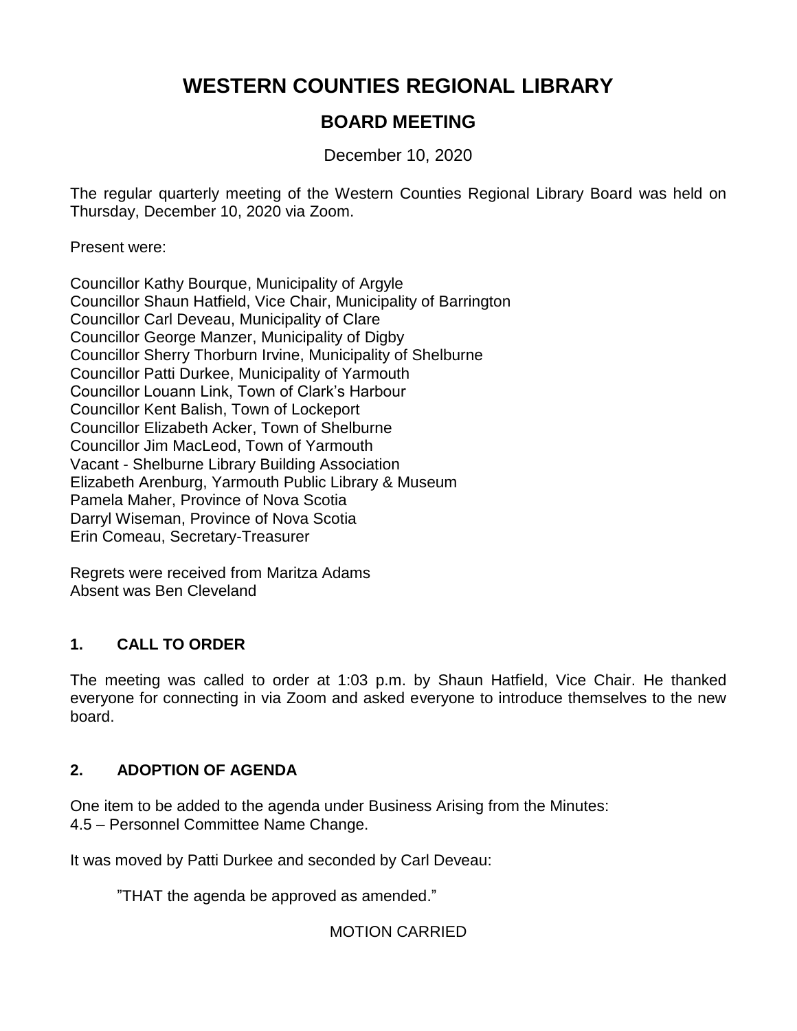# WESTERN COUNTIES REGIONAL LIBRARY

## BOARD MEETING

December 10, 2020

The regular quarterly meeting of the Western Counties Regional Library Board was held on Thursday, December 10, 2020 via Zoom.

Present were:

Councillor Kathy Bourque, Municipality of Argyle
Councillor Shaun Hatfield, Vice Chair, Municipality of Barrington
Councillor Carl Deveau, Municipality of Clare
Councillor George Manzer, Municipality of Digby
Councillor Sherry Thorburn Irvine, Municipality of Shelburne
Councillor Patti Durkee, Municipality of Yarmouth
Councillor Louann Link, Town of Clark's Harbour
Councillor Kent Balish, Town of Lockeport
Councillor Elizabeth Acker, Town of Shelburne
Councillor Jim MacLeod, Town of Yarmouth
Vacant - Shelburne Library Building Association
Elizabeth Arenburg, Yarmouth Public Library & Museum
Pamela Maher, Province of Nova Scotia
Darryl Wiseman, Province of Nova Scotia
Erin Comeau, Secretary-Treasurer

Regrets were received from Maritza Adams
Absent was Ben Cleveland

### 1. CALL TO ORDER

The meeting was called to order at 1:03 p.m. by Shaun Hatfield, Vice Chair. He thanked everyone for connecting in via Zoom and asked everyone to introduce themselves to the new board.

### 2. ADOPTION OF AGENDA

One item to be added to the agenda under Business Arising from the Minutes:
4.5 – Personnel Committee Name Change.

It was moved by Patti Durkee and seconded by Carl Deveau:

> "THAT the agenda be approved as amended."

MOTION CARRIED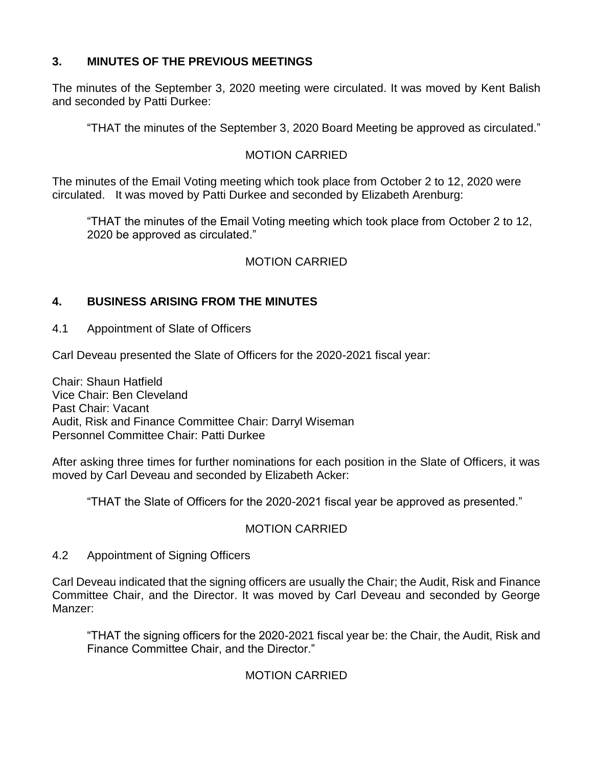## 3. MINUTES OF THE PREVIOUS MEETINGS

The minutes of the September 3, 2020 meeting were circulated. It was moved by Kent Balish and seconded by Patti Durkee:

> "THAT the minutes of the September 3, 2020 Board Meeting be approved as circulated."

MOTION CARRIED

The minutes of the Email Voting meeting which took place from October 2 to 12, 2020 were circulated. It was moved by Patti Durkee and seconded by Elizabeth Arenburg:

> "THAT the minutes of the Email Voting meeting which took place from October 2 to 12, 2020 be approved as circulated."

MOTION CARRIED

## 4. BUSINESS ARISING FROM THE MINUTES

4.1 Appointment of Slate of Officers

Carl Deveau presented the Slate of Officers for the 2020-2021 fiscal year:

Chair: Shaun Hatfield
Vice Chair: Ben Cleveland
Past Chair: Vacant
Audit, Risk and Finance Committee Chair: Darryl Wiseman
Personnel Committee Chair: Patti Durkee

After asking three times for further nominations for each position in the Slate of Officers, it was moved by Carl Deveau and seconded by Elizabeth Acker:

> "THAT the Slate of Officers for the 2020-2021 fiscal year be approved as presented."

MOTION CARRIED

4.2 Appointment of Signing Officers

Carl Deveau indicated that the signing officers are usually the Chair; the Audit, Risk and Finance Committee Chair, and the Director. It was moved by Carl Deveau and seconded by George Manzer:

> "THAT the signing officers for the 2020-2021 fiscal year be: the Chair, the Audit, Risk and Finance Committee Chair, and the Director."

MOTION CARRIED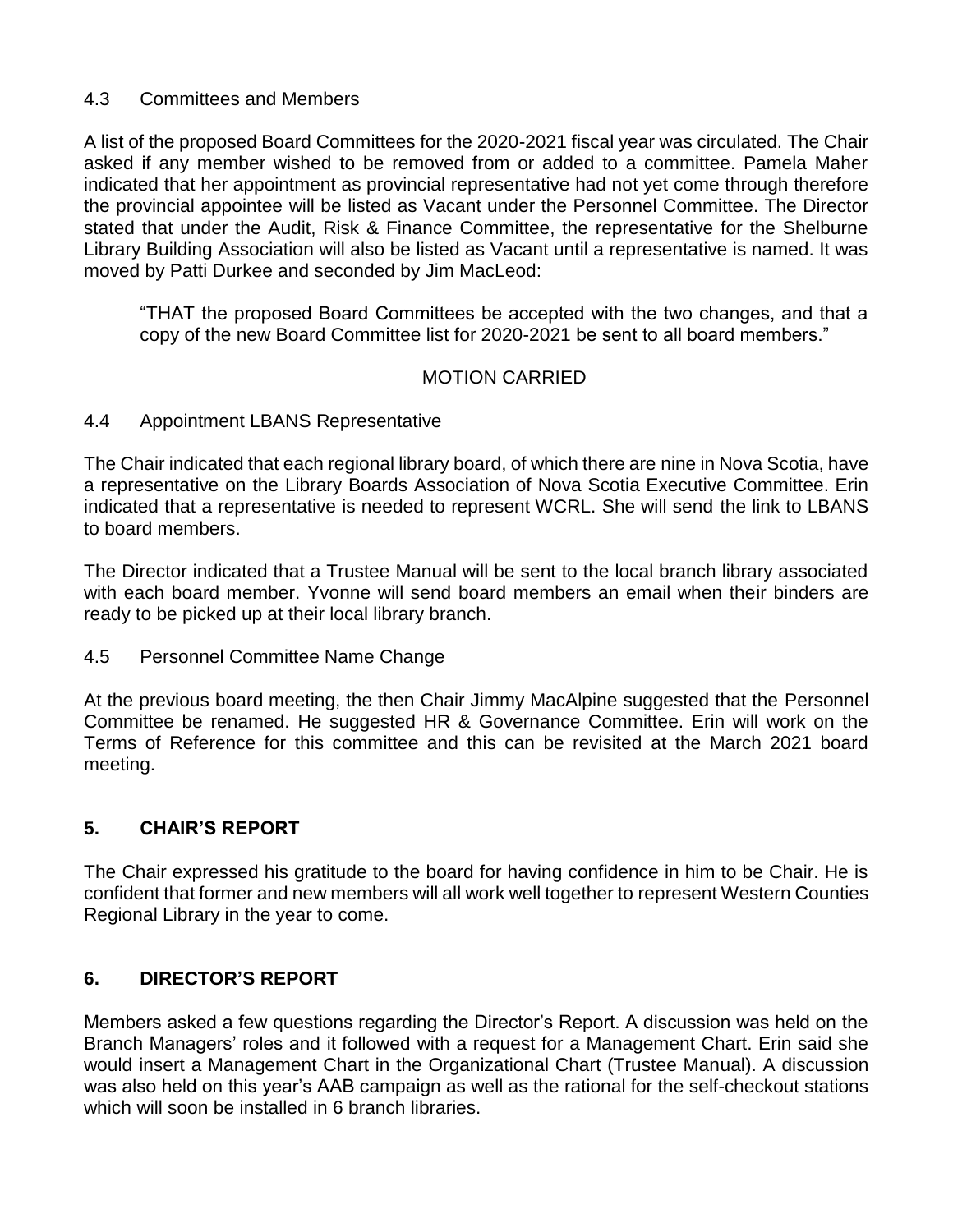4.3 Committees and Members

A list of the proposed Board Committees for the 2020-2021 fiscal year was circulated. The Chair asked if any member wished to be removed from or added to a committee. Pamela Maher indicated that her appointment as provincial representative had not yet come through therefore the provincial appointee will be listed as Vacant under the Personnel Committee. The Director stated that under the Audit, Risk & Finance Committee, the representative for the Shelburne Library Building Association will also be listed as Vacant until a representative is named. It was moved by Patti Durkee and seconded by Jim MacLeod:

> "THAT the proposed Board Committees be accepted with the two changes, and that a copy of the new Board Committee list for 2020-2021 be sent to all board members."

MOTION CARRIED

4.4 Appointment LBANS Representative

The Chair indicated that each regional library board, of which there are nine in Nova Scotia, have a representative on the Library Boards Association of Nova Scotia Executive Committee. Erin indicated that a representative is needed to represent WCRL. She will send the link to LBANS to board members.

The Director indicated that a Trustee Manual will be sent to the local branch library associated with each board member. Yvonne will send board members an email when their binders are ready to be picked up at their local library branch.

4.5 Personnel Committee Name Change

At the previous board meeting, the then Chair Jimmy MacAlpine suggested that the Personnel Committee be renamed. He suggested HR & Governance Committee. Erin will work on the Terms of Reference for this committee and this can be revisited at the March 2021 board meeting.

## 5. CHAIR'S REPORT

The Chair expressed his gratitude to the board for having confidence in him to be Chair. He is confident that former and new members will all work well together to represent Western Counties Regional Library in the year to come.

## 6. DIRECTOR'S REPORT

Members asked a few questions regarding the Director's Report. A discussion was held on the Branch Managers' roles and it followed with a request for a Management Chart. Erin said she would insert a Management Chart in the Organizational Chart (Trustee Manual). A discussion was also held on this year's AAB campaign as well as the rational for the self-checkout stations which will soon be installed in 6 branch libraries.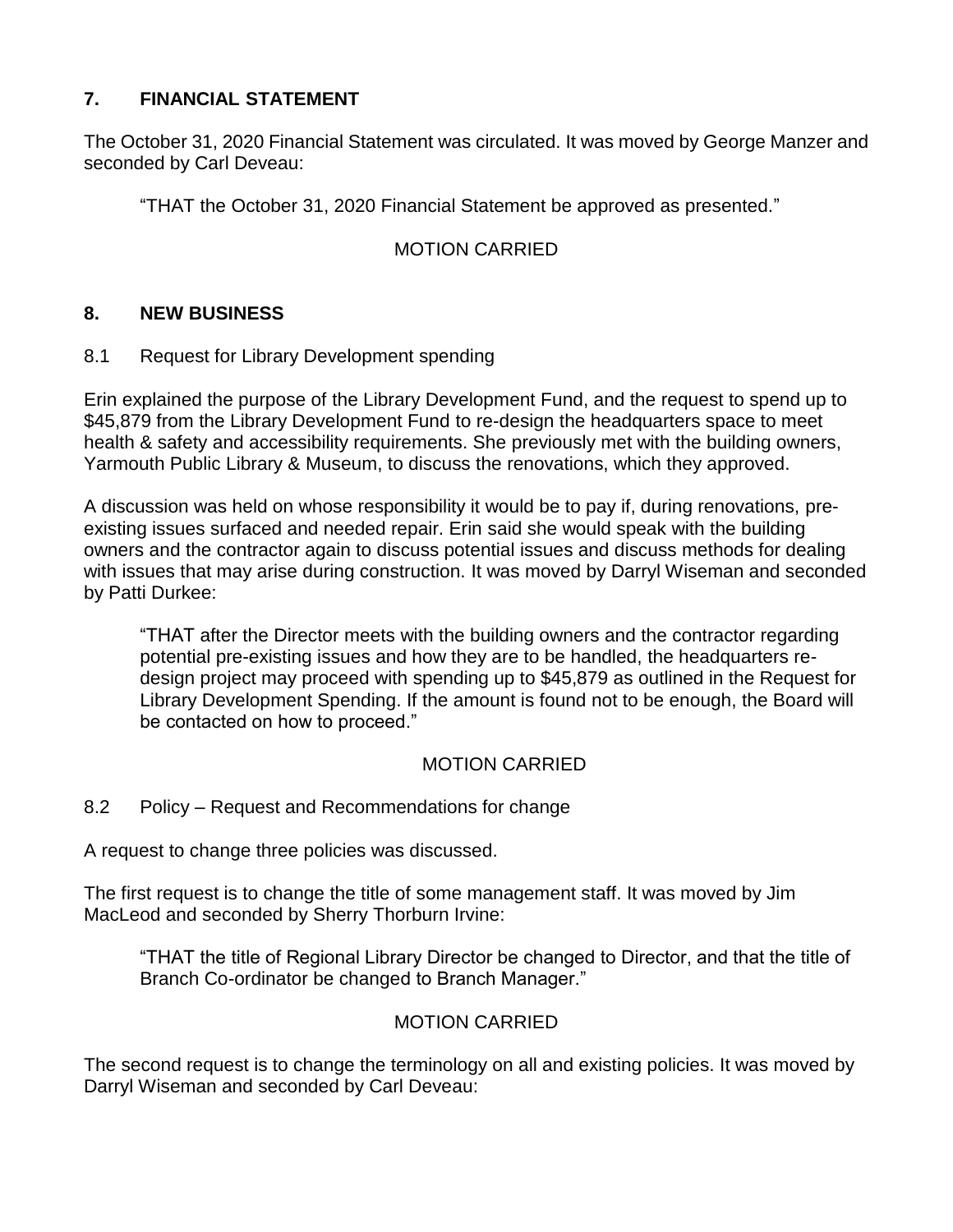## 7. FINANCIAL STATEMENT

The October 31, 2020 Financial Statement was circulated. It was moved by George Manzer and seconded by Carl Deveau:

> "THAT the October 31, 2020 Financial Statement be approved as presented."

MOTION CARRIED

## 8. NEW BUSINESS

### 8.1 Request for Library Development spending

Erin explained the purpose of the Library Development Fund, and the request to spend up to $45,879 from the Library Development Fund to re-design the headquarters space to meet health & safety and accessibility requirements. She previously met with the building owners, Yarmouth Public Library & Museum, to discuss the renovations, which they approved.

A discussion was held on whose responsibility it would be to pay if, during renovations, pre-existing issues surfaced and needed repair. Erin said she would speak with the building owners and the contractor again to discuss potential issues and discuss methods for dealing with issues that may arise during construction. It was moved by Darryl Wiseman and seconded by Patti Durkee:

> "THAT after the Director meets with the building owners and the contractor regarding potential pre-existing issues and how they are to be handled, the headquarters re-design project may proceed with spending up to $45,879 as outlined in the Request for Library Development Spending. If the amount is found not to be enough, the Board will be contacted on how to proceed."

MOTION CARRIED

### 8.2 Policy – Request and Recommendations for change

A request to change three policies was discussed.

The first request is to change the title of some management staff. It was moved by Jim MacLeod and seconded by Sherry Thorburn Irvine:

> "THAT the title of Regional Library Director be changed to Director, and that the title of Branch Co-ordinator be changed to Branch Manager."

MOTION CARRIED

The second request is to change the terminology on all and existing policies. It was moved by Darryl Wiseman and seconded by Carl Deveau: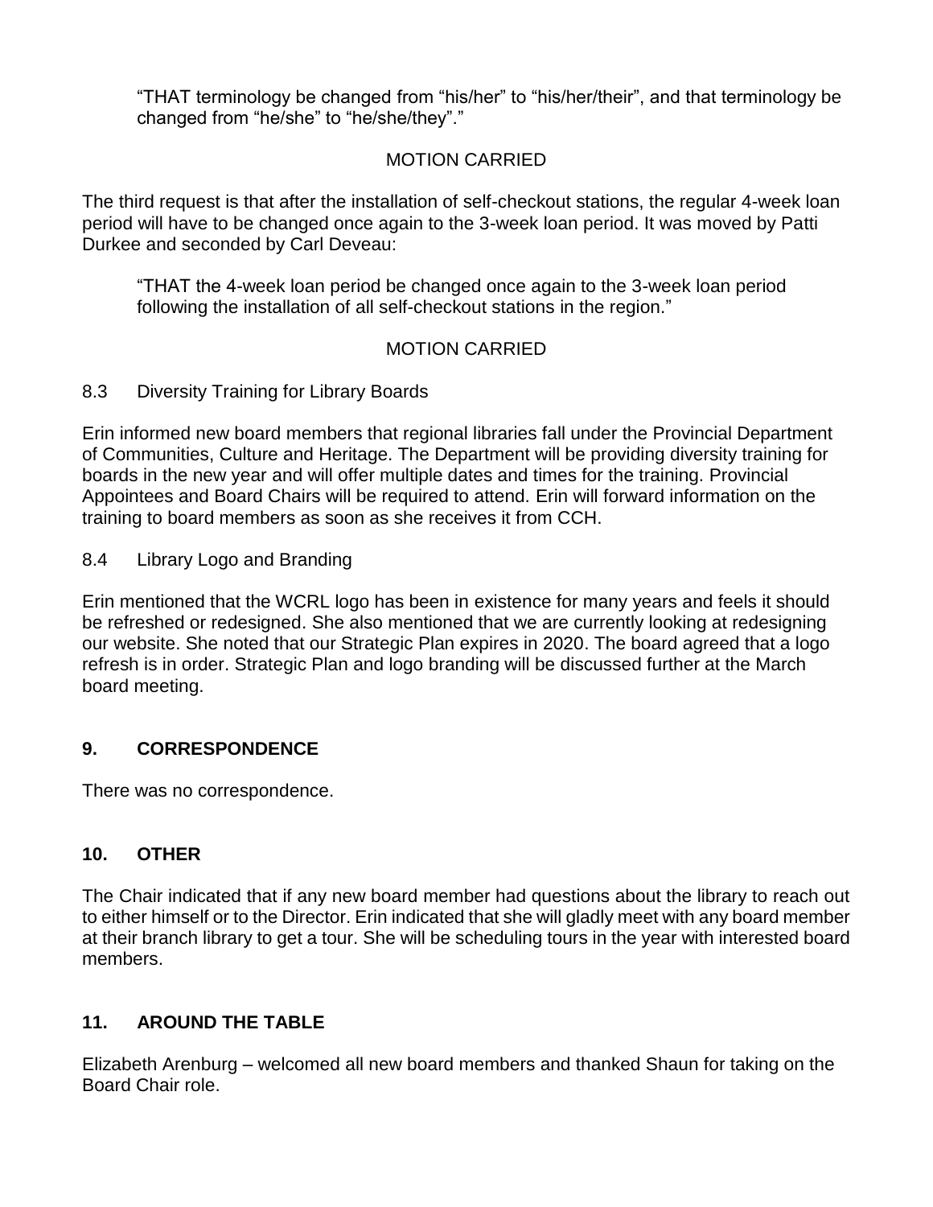> “THAT terminology be changed from “his/her” to “his/her/their”, and that terminology be changed from “he/she” to “he/she/they”.”

MOTION CARRIED

The third request is that after the installation of self-checkout stations, the regular 4-week loan period will have to be changed once again to the 3-week loan period. It was moved by Patti Durkee and seconded by Carl Deveau:

> “THAT the 4-week loan period be changed once again to the 3-week loan period following the installation of all self-checkout stations in the region.”

MOTION CARRIED

8.3 Diversity Training for Library Boards

Erin informed new board members that regional libraries fall under the Provincial Department of Communities, Culture and Heritage. The Department will be providing diversity training for boards in the new year and will offer multiple dates and times for the training. Provincial Appointees and Board Chairs will be required to attend. Erin will forward information on the training to board members as soon as she receives it from CCH.

8.4 Library Logo and Branding

Erin mentioned that the WCRL logo has been in existence for many years and feels it should be refreshed or redesigned. She also mentioned that we are currently looking at redesigning our website. She noted that our Strategic Plan expires in 2020. The board agreed that a logo refresh is in order. Strategic Plan and logo branding will be discussed further at the March board meeting.

## 9. CORRESPONDENCE

There was no correspondence.

## 10. OTHER

The Chair indicated that if any new board member had questions about the library to reach out to either himself or to the Director. Erin indicated that she will gladly meet with any board member at their branch library to get a tour. She will be scheduling tours in the year with interested board members.

## 11. AROUND THE TABLE

Elizabeth Arenburg – welcomed all new board members and thanked Shaun for taking on the Board Chair role.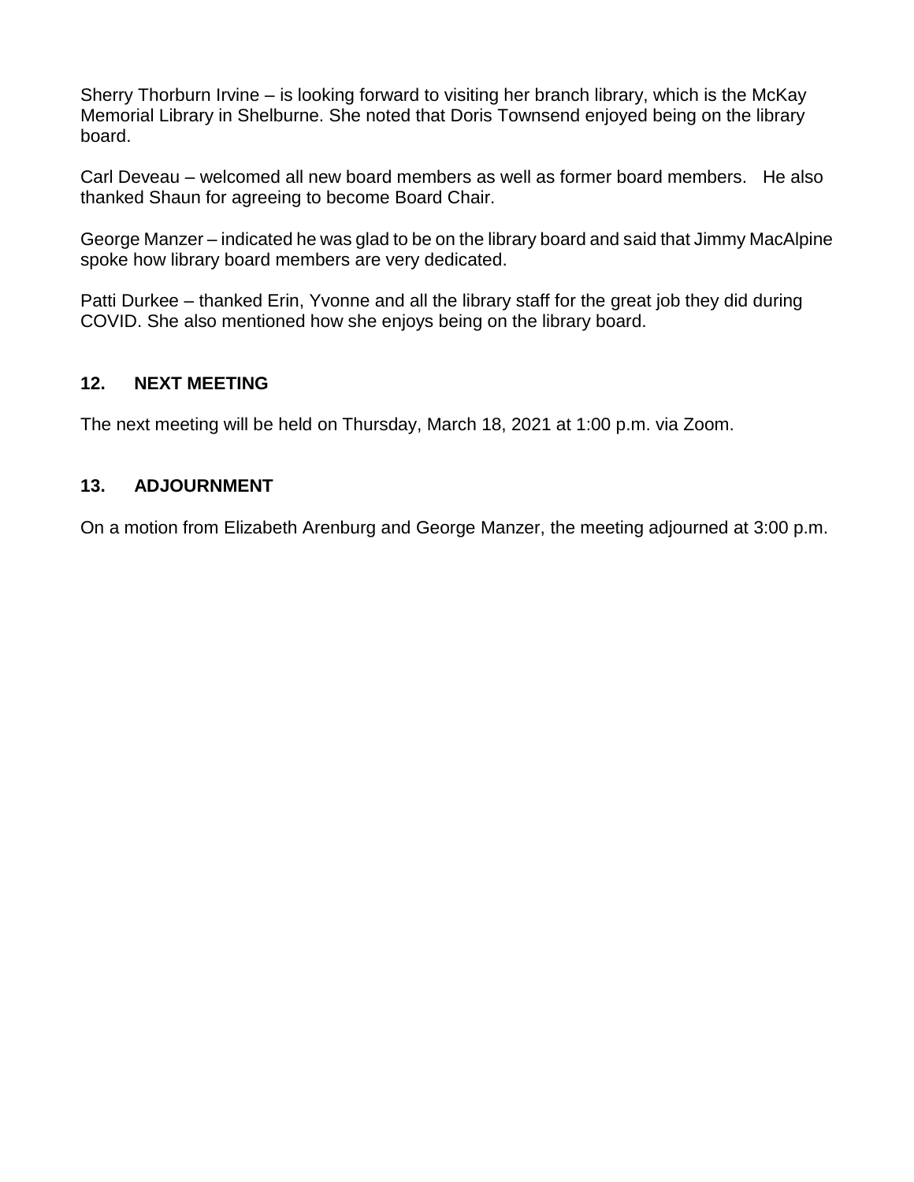Sherry Thorburn Irvine – is looking forward to visiting her branch library, which is the McKay Memorial Library in Shelburne. She noted that Doris Townsend enjoyed being on the library board.

Carl Deveau – welcomed all new board members as well as former board members. He also thanked Shaun for agreeing to become Board Chair.

George Manzer – indicated he was glad to be on the library board and said that Jimmy MacAlpine spoke how library board members are very dedicated.

Patti Durkee – thanked Erin, Yvonne and all the library staff for the great job they did during COVID. She also mentioned how she enjoys being on the library board.

## 12. NEXT MEETING

The next meeting will be held on Thursday, March 18, 2021 at 1:00 p.m. via Zoom.

## 13. ADJOURNMENT

On a motion from Elizabeth Arenburg and George Manzer, the meeting adjourned at 3:00 p.m.